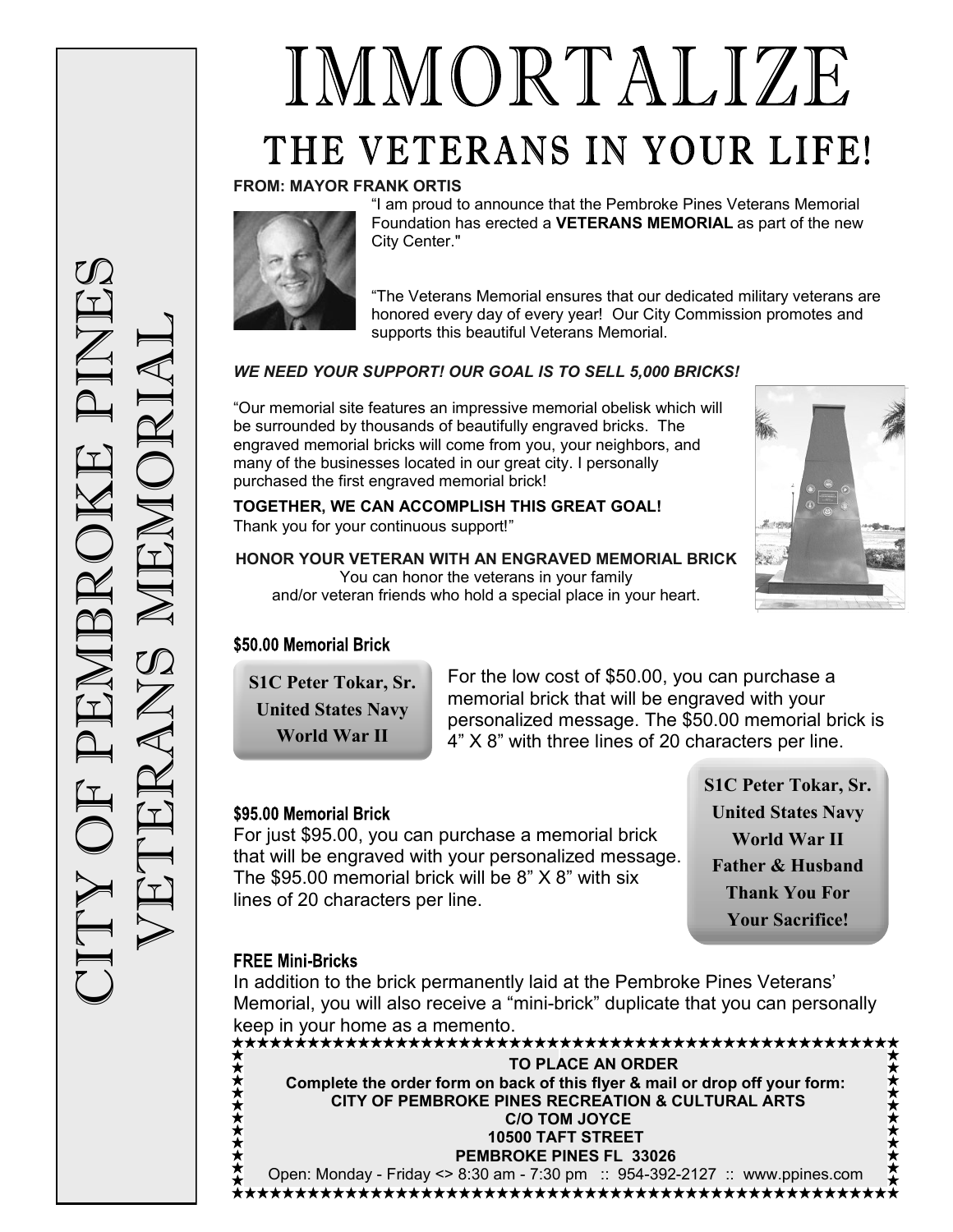# CITY OF PEMBROKE PINES VETERANS MEMORIAL

# IMMORTALIZE

## THE VETERANS IN YOUR LIFE!

**FROM: MAYOR FRANK ORTIS**

"I am proud to announce that the Pembroke Pines Veterans Memorial Foundation has erected a **VETERANS MEMORIAL** as part of the new City Center."

"The Veterans Memorial ensures that our dedicated military veterans are honored every day of every year! Our City Commission promotes and supports this beautiful Veterans Memorial.

***WE NEED YOUR SUPPORT! OUR GOAL IS TO SELL 5,000 BRICKS!***

"Our memorial site features an impressive memorial obelisk which will be surrounded by thousands of beautifully engraved bricks. The engraved memorial bricks will come from you, your neighbors, and many of the businesses located in our great city. I personally purchased the first engraved memorial brick!

**TOGETHER, WE CAN ACCOMPLISH THIS GREAT GOAL!**
Thank you for your continuous support!"

**HONOR YOUR VETERAN WITH AN ENGRAVED MEMORIAL BRICK**
You can honor the veterans in your family and/or veteran friends who hold a special place in your heart.

### $50.00 Memorial Brick

**S1C Peter Tokar, Sr.**
**United States Navy**
**World War II**

For the low cost of $50.00, you can purchase a memorial brick that will be engraved with your personalized message. The $50.00 memorial brick is 4" X 8" with three lines of 20 characters per line.

### $95.00 Memorial Brick

For just $95.00, you can purchase a memorial brick that will be engraved with your personalized message. The $95.00 memorial brick will be 8" X 8" with six lines of 20 characters per line.

**S1C Peter Tokar, Sr.**
**United States Navy**
**World War II**
**Father & Husband**
**Thank You For**
**Your Sacrifice!**

### FREE Mini-Bricks

In addition to the brick permanently laid at the Pembroke Pines Veterans' Memorial, you will also receive a "mini-brick" duplicate that you can personally keep in your home as a memento.

**TO PLACE AN ORDER**
**Complete the order form on back of this flyer & mail or drop off your form:**
**CITY OF PEMBROKE PINES RECREATION & CULTURAL ARTS**
**C/O TOM JOYCE**
**10500 TAFT STREET**
**PEMBROKE PINES FL 33026**
Open: Monday - Friday <> 8:30 am - 7:30 pm :: 954-392-2127 :: www.ppines.com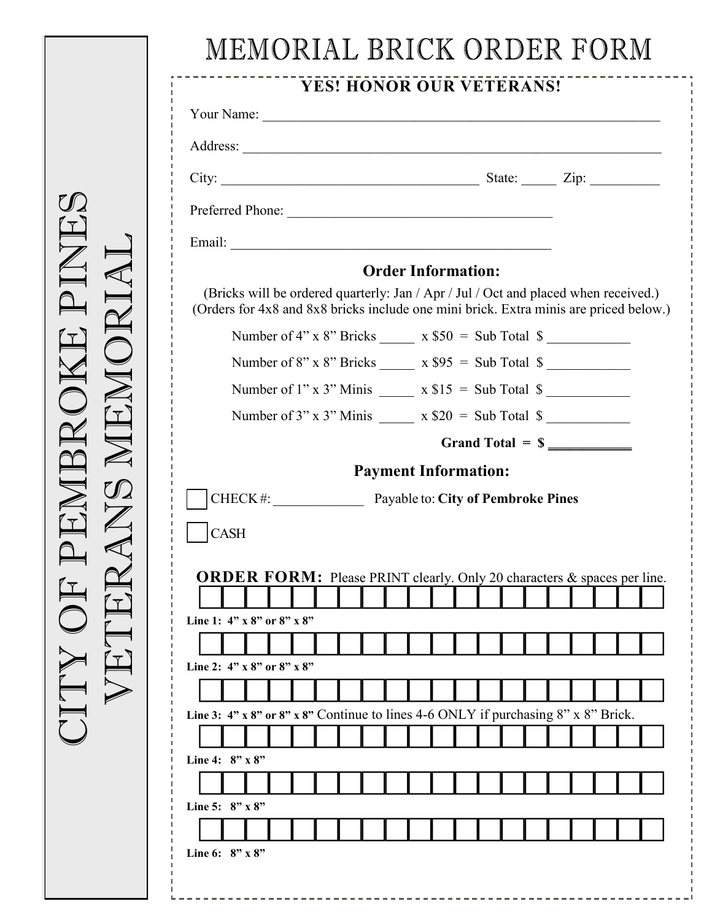CITY OF PEMBROKE PINES VETERANS MEMORIAL

# MEMORIAL BRICK ORDER FORM

**YES! HONOR OUR VETERANS!**

Your Name: ____________________________________________________________

Address: ______________________________________________________________

City: ____________________________________ State: _____ Zip: __________

Preferred Phone: ______________________________________

Email: _______________________________________________

## Order Information:

(Bricks will be ordered quarterly: Jan / Apr / Jul / Oct and placed when received.)
(Orders for 4x8 and 8x8 bricks include one mini brick. Extra minis are priced below.)

Number of 4" x 8" Bricks _____ x $50 = Sub Total $ ____________

Number of 8" x 8" Bricks _____ x $95 = Sub Total $ ____________

Number of 1" x 3" Minis _____ x $15 = Sub Total $ ____________

Number of 3" x 3" Minis _____ x $20 = Sub Total $ ____________

**Grand Total = $ ____________**

## Payment Information:

☐ CHECK #: _____________ Payable to: **City of Pembroke Pines**

☐ CASH

**ORDER FORM:** Please PRINT clearly. Only 20 characters & spaces per line.

**Line 1: 4" x 8" or 8" x 8"**

**Line 2: 4" x 8" or 8" x 8"**

**Line 3: 4" x 8" or 8" x 8"** Continue to lines 4-6 ONLY if purchasing 8" x 8" Brick.

**Line 4: 8" x 8"**

**Line 5: 8" x 8"**

**Line 6: 8" x 8"**